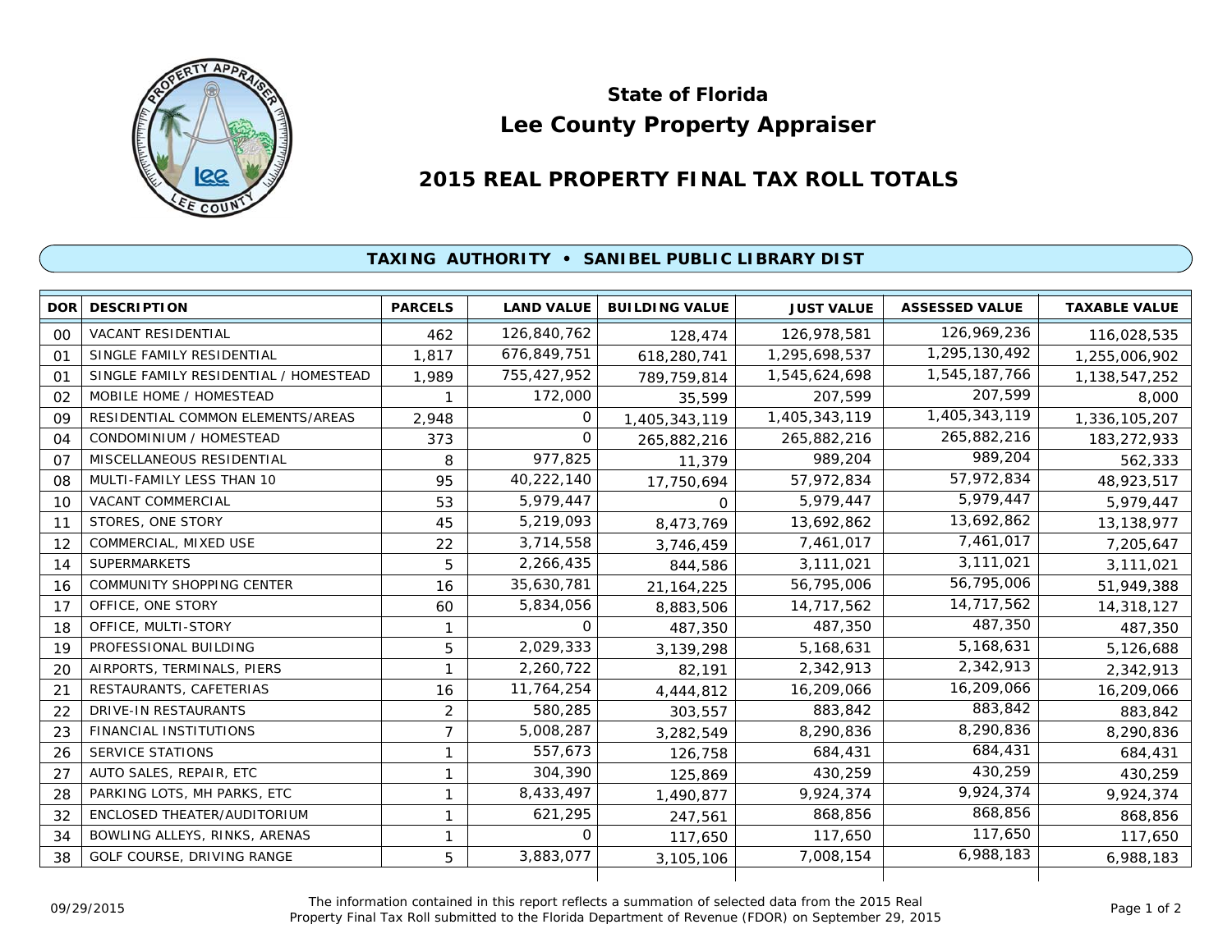# State of Florida
# Lee County Property Appraiser

## 2015 REAL PROPERTY FINAL TAX ROLL TOTALS

### TAXING AUTHORITY • SANIBEL PUBLIC LIBRARY DIST

| DOR | DESCRIPTION | PARCELS | LAND VALUE | BUILDING VALUE | JUST VALUE | ASSESSED VALUE | TAXABLE VALUE |
|---|---|---|---|---|---|---|---|
| 00 | VACANT RESIDENTIAL | 462 | 126,840,762 | 128,474 | 126,978,581 | 126,969,236 | 116,028,535 |
| 01 | SINGLE FAMILY RESIDENTIAL | 1,817 | 676,849,751 | 618,280,741 | 1,295,698,537 | 1,295,130,492 | 1,255,006,902 |
| 01 | SINGLE FAMILY RESIDENTIAL / HOMESTEAD | 1,989 | 755,427,952 | 789,759,814 | 1,545,624,698 | 1,545,187,766 | 1,138,547,252 |
| 02 | MOBILE HOME / HOMESTEAD | 1 | 172,000 | 35,599 | 207,599 | 207,599 | 8,000 |
| 09 | RESIDENTIAL COMMON ELEMENTS/AREAS | 2,948 | 0 | 1,405,343,119 | 1,405,343,119 | 1,405,343,119 | 1,336,105,207 |
| 04 | CONDOMINIUM / HOMESTEAD | 373 | 0 | 265,882,216 | 265,882,216 | 265,882,216 | 183,272,933 |
| 07 | MISCELLANEOUS RESIDENTIAL | 8 | 977,825 | 11,379 | 989,204 | 989,204 | 562,333 |
| 08 | MULTI-FAMILY LESS THAN 10 | 95 | 40,222,140 | 17,750,694 | 57,972,834 | 57,972,834 | 48,923,517 |
| 10 | VACANT COMMERCIAL | 53 | 5,979,447 | 0 | 5,979,447 | 5,979,447 | 5,979,447 |
| 11 | STORES, ONE STORY | 45 | 5,219,093 | 8,473,769 | 13,692,862 | 13,692,862 | 13,138,977 |
| 12 | COMMERCIAL, MIXED USE | 22 | 3,714,558 | 3,746,459 | 7,461,017 | 7,461,017 | 7,205,647 |
| 14 | SUPERMARKETS | 5 | 2,266,435 | 844,586 | 3,111,021 | 3,111,021 | 3,111,021 |
| 16 | COMMUNITY SHOPPING CENTER | 16 | 35,630,781 | 21,164,225 | 56,795,006 | 56,795,006 | 51,949,388 |
| 17 | OFFICE, ONE STORY | 60 | 5,834,056 | 8,883,506 | 14,717,562 | 14,717,562 | 14,318,127 |
| 18 | OFFICE, MULTI-STORY | 1 | 0 | 487,350 | 487,350 | 487,350 | 487,350 |
| 19 | PROFESSIONAL BUILDING | 5 | 2,029,333 | 3,139,298 | 5,168,631 | 5,168,631 | 5,126,688 |
| 20 | AIRPORTS, TERMINALS, PIERS | 1 | 2,260,722 | 82,191 | 2,342,913 | 2,342,913 | 2,342,913 |
| 21 | RESTAURANTS, CAFETERIAS | 16 | 11,764,254 | 4,444,812 | 16,209,066 | 16,209,066 | 16,209,066 |
| 22 | DRIVE-IN RESTAURANTS | 2 | 580,285 | 303,557 | 883,842 | 883,842 | 883,842 |
| 23 | FINANCIAL INSTITUTIONS | 7 | 5,008,287 | 3,282,549 | 8,290,836 | 8,290,836 | 8,290,836 |
| 26 | SERVICE STATIONS | 1 | 557,673 | 126,758 | 684,431 | 684,431 | 684,431 |
| 27 | AUTO SALES, REPAIR, ETC | 1 | 304,390 | 125,869 | 430,259 | 430,259 | 430,259 |
| 28 | PARKING LOTS, MH PARKS, ETC | 1 | 8,433,497 | 1,490,877 | 9,924,374 | 9,924,374 | 9,924,374 |
| 32 | ENCLOSED THEATER/AUDITORIUM | 1 | 621,295 | 247,561 | 868,856 | 868,856 | 868,856 |
| 34 | BOWLING ALLEYS, RINKS, ARENAS | 1 | 0 | 117,650 | 117,650 | 117,650 | 117,650 |
| 38 | GOLF COURSE, DRIVING RANGE | 5 | 3,883,077 | 3,105,106 | 7,008,154 | 6,988,183 | 6,988,183 |

09/29/2015

The information contained in this report reflects a summation of selected data from the 2015 Real Property Final Tax Roll submitted to the Florida Department of Revenue (FDOR) on September 29, 2015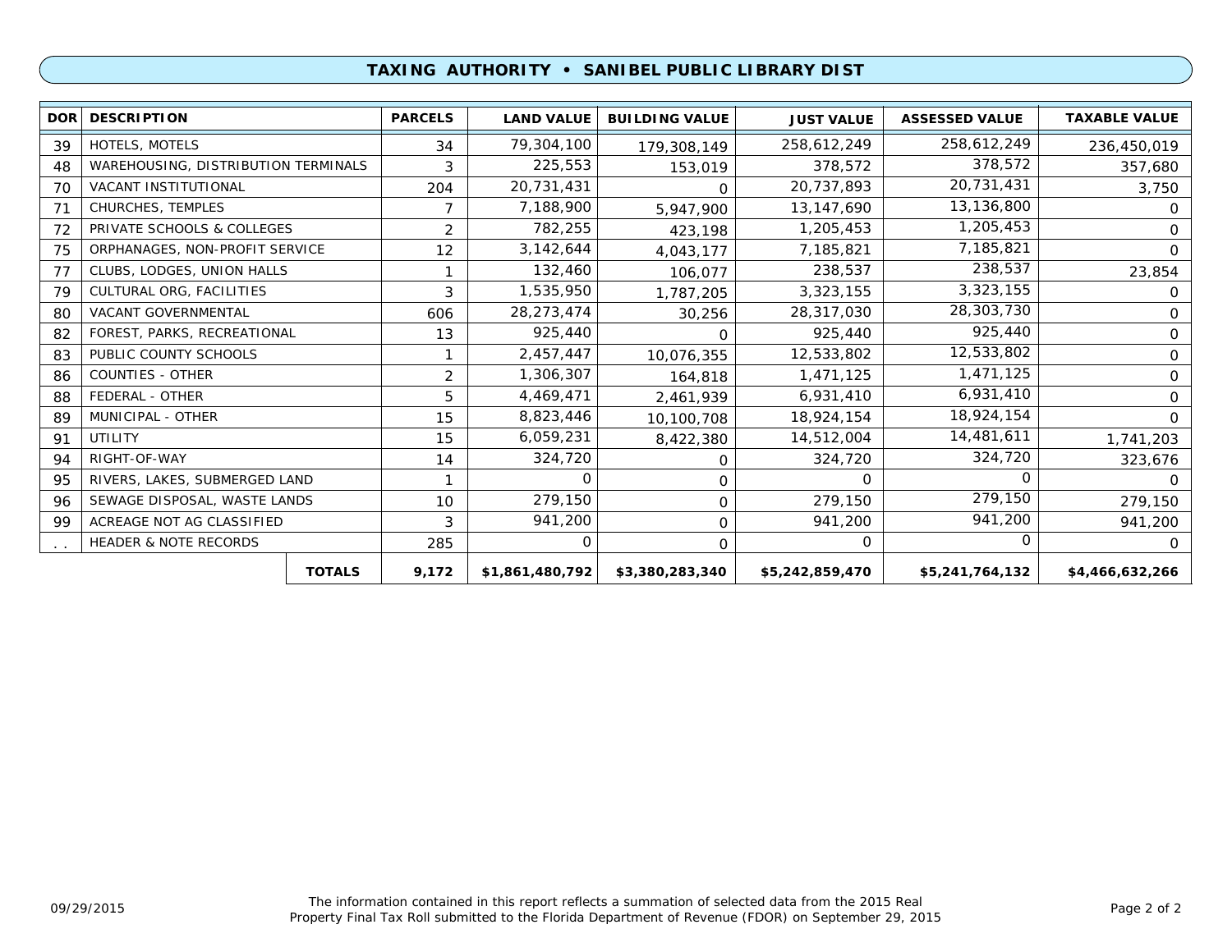## TAXING AUTHORITY • SANIBEL PUBLIC LIBRARY DIST

| DOR | DESCRIPTION | PARCELS | LAND VALUE | BUILDING VALUE | JUST VALUE | ASSESSED VALUE | TAXABLE VALUE |
|---|---|---|---|---|---|---|---|
| 39 | HOTELS, MOTELS | 34 | 79,304,100 | 179,308,149 | 258,612,249 | 258,612,249 | 236,450,019 |
| 48 | WAREHOUSING, DISTRIBUTION TERMINALS | 3 | 225,553 | 153,019 | 378,572 | 378,572 | 357,680 |
| 70 | VACANT INSTITUTIONAL | 204 | 20,731,431 | 0 | 20,737,893 | 20,731,431 | 3,750 |
| 71 | CHURCHES, TEMPLES | 7 | 7,188,900 | 5,947,900 | 13,147,690 | 13,136,800 | 0 |
| 72 | PRIVATE SCHOOLS & COLLEGES | 2 | 782,255 | 423,198 | 1,205,453 | 1,205,453 | 0 |
| 75 | ORPHANAGES, NON-PROFIT SERVICE | 12 | 3,142,644 | 4,043,177 | 7,185,821 | 7,185,821 | 0 |
| 77 | CLUBS, LODGES, UNION HALLS | 1 | 132,460 | 106,077 | 238,537 | 238,537 | 23,854 |
| 79 | CULTURAL ORG, FACILITIES | 3 | 1,535,950 | 1,787,205 | 3,323,155 | 3,323,155 | 0 |
| 80 | VACANT GOVERNMENTAL | 606 | 28,273,474 | 30,256 | 28,317,030 | 28,303,730 | 0 |
| 82 | FOREST, PARKS, RECREATIONAL | 13 | 925,440 | 0 | 925,440 | 925,440 | 0 |
| 83 | PUBLIC COUNTY SCHOOLS | 1 | 2,457,447 | 10,076,355 | 12,533,802 | 12,533,802 | 0 |
| 86 | COUNTIES - OTHER | 2 | 1,306,307 | 164,818 | 1,471,125 | 1,471,125 | 0 |
| 88 | FEDERAL - OTHER | 5 | 4,469,471 | 2,461,939 | 6,931,410 | 6,931,410 | 0 |
| 89 | MUNICIPAL - OTHER | 15 | 8,823,446 | 10,100,708 | 18,924,154 | 18,924,154 | 0 |
| 91 | UTILITY | 15 | 6,059,231 | 8,422,380 | 14,512,004 | 14,481,611 | 1,741,203 |
| 94 | RIGHT-OF-WAY | 14 | 324,720 | 0 | 324,720 | 324,720 | 323,676 |
| 95 | RIVERS, LAKES, SUBMERGED LAND | 1 | 0 | 0 | 0 | 0 | 0 |
| 96 | SEWAGE DISPOSAL, WASTE LANDS | 10 | 279,150 | 0 | 279,150 | 279,150 | 279,150 |
| 99 | ACREAGE NOT AG CLASSIFIED | 3 | 941,200 | 0 | 941,200 | 941,200 | 941,200 |
| .. | HEADER & NOTE RECORDS | 285 | 0 | 0 | 0 | 0 | 0 |
| | **TOTALS** | **9,172** | **$1,861,480,792** | **$3,380,283,340** | **$5,242,859,470** | **$5,241,764,132** | **$4,466,632,266** |

09/29/2015

The information contained in this report reflects a summation of selected data from the 2015 Real Property Final Tax Roll submitted to the Florida Department of Revenue (FDOR) on September 29, 2015